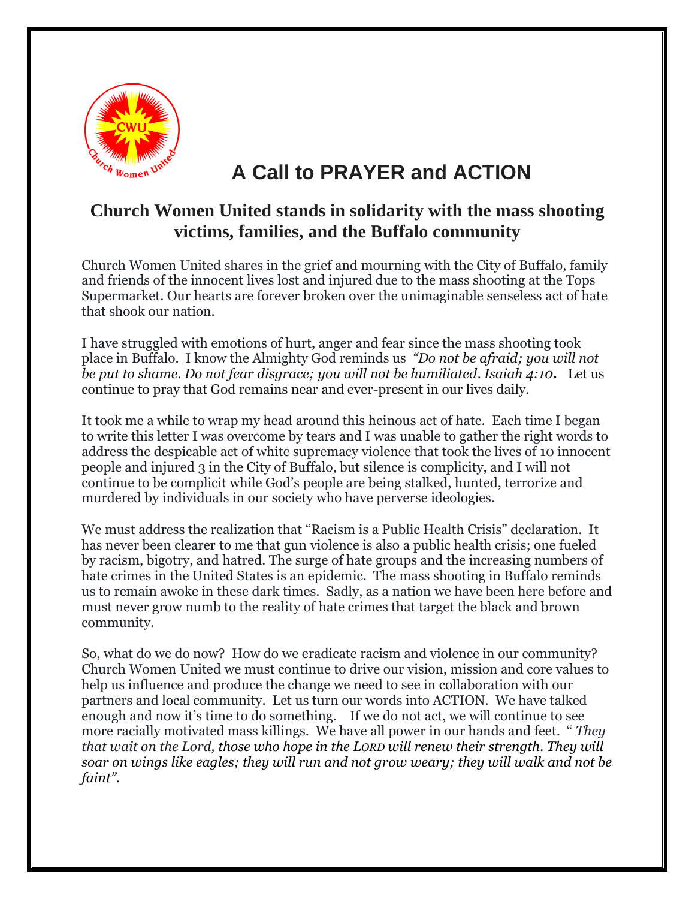# A Call to PRAYER and ACTION

## Church Women United stands in solidarity with the mass shooting victims, families, and the Buffalo community

Church Women United shares in the grief and mourning with the City of Buffalo, family and friends of the innocent lives lost and injured due to the mass shooting at the Tops Supermarket. Our hearts are forever broken over the unimaginable senseless act of hate that shook our nation.

I have struggled with emotions of hurt, anger and fear since the mass shooting took place in Buffalo. I know the Almighty God reminds us *"Do not be afraid; you will not be put to shame. Do not fear disgrace; you will not be humiliated. Isaiah 4:10***.** Let us continue to pray that God remains near and ever-present in our lives daily.

It took me a while to wrap my head around this heinous act of hate. Each time I began to write this letter I was overcome by tears and I was unable to gather the right words to address the despicable act of white supremacy violence that took the lives of 10 innocent people and injured 3 in the City of Buffalo, but silence is complicity, and I will not continue to be complicit while God's people are being stalked, hunted, terrorize and murdered by individuals in our society who have perverse ideologies.

We must address the realization that "Racism is a Public Health Crisis" declaration. It has never been clearer to me that gun violence is also a public health crisis; one fueled by racism, bigotry, and hatred. The surge of hate groups and the increasing numbers of hate crimes in the United States is an epidemic. The mass shooting in Buffalo reminds us to remain awoke in these dark times. Sadly, as a nation we have been here before and must never grow numb to the reality of hate crimes that target the black and brown community.

So, what do we do now? How do we eradicate racism and violence in our community? Church Women United we must continue to drive our vision, mission and core values to help us influence and produce the change we need to see in collaboration with our partners and local community. Let us turn our words into ACTION. We have talked enough and now it's time to do something. If we do not act, we will continue to see more racially motivated mass killings. We have all power in our hands and feet. " *They that wait on the Lord, those who hope in the LORD will renew their strength. They will soar on wings like eagles; they will run and not grow weary; they will walk and not be faint".*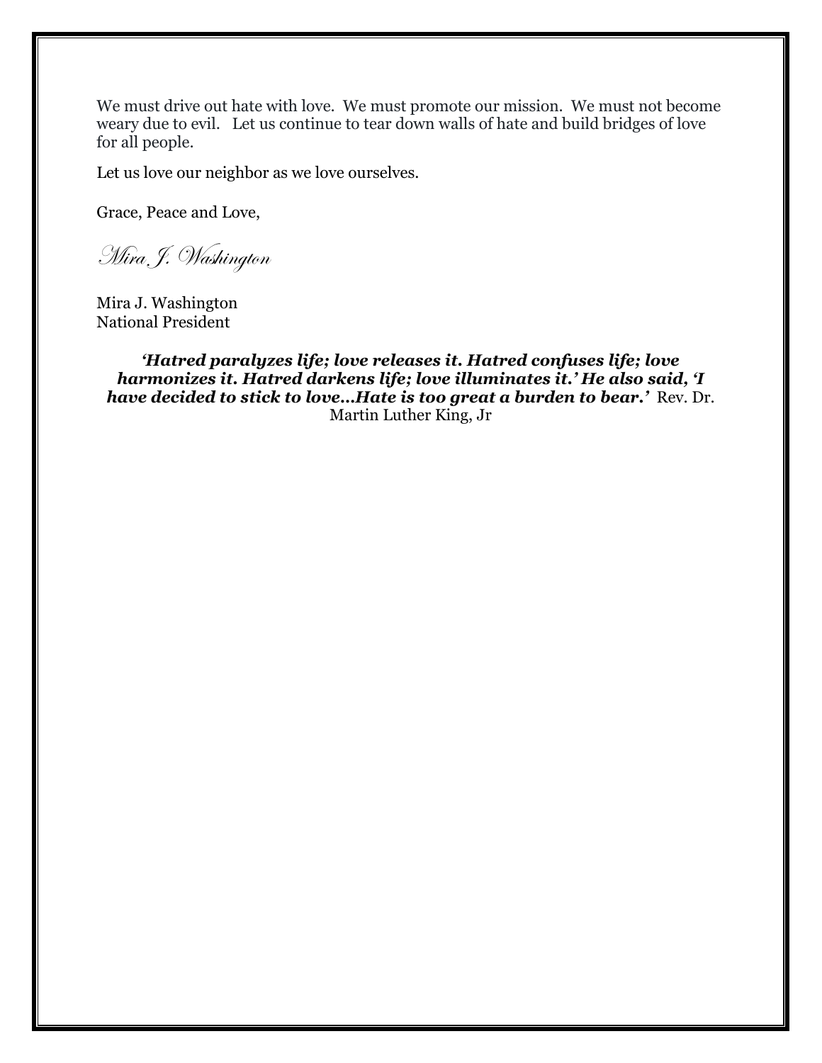We must drive out hate with love. We must promote our mission. We must not become weary due to evil. Let us continue to tear down walls of hate and build bridges of love for all people.

Let us love our neighbor as we love ourselves.

Grace, Peace and Love,

*Mira J. Washington*

Mira J. Washington
National President

***'Hatred paralyzes life; love releases it. Hatred confuses life; love harmonizes it. Hatred darkens life; love illuminates it.' He also said, 'I have decided to stick to love…Hate is too great a burden to bear.'*** Rev. Dr. Martin Luther King, Jr